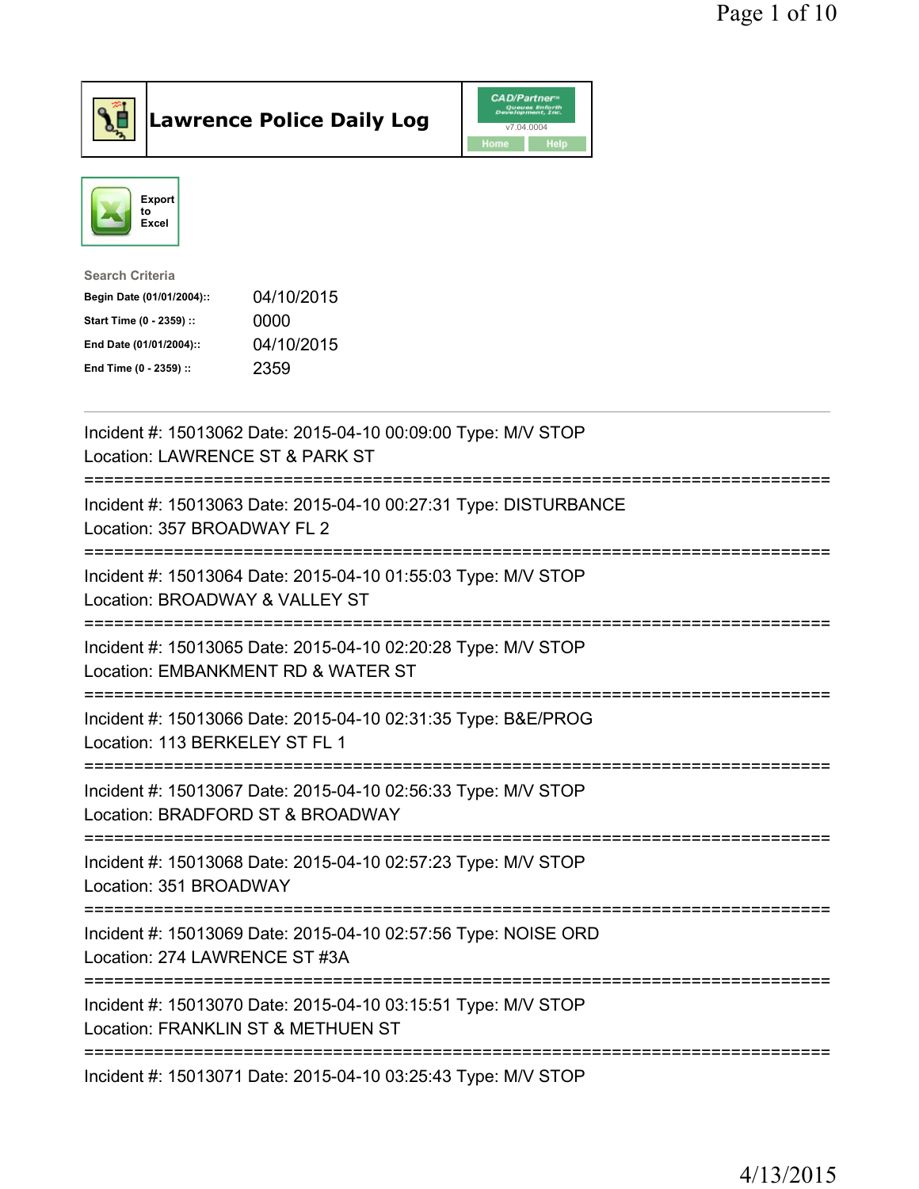# Lawrence Police Daily Log

Export to Excel

**Search Criteria**

| | |
|---|---|
| **Begin Date (01/01/2004)::** | 04/10/2015 |
| **Start Time (0 - 2359) ::** | 0000 |
| **End Date (01/01/2004)::** | 04/10/2015 |
| **End Time (0 - 2359) ::** | 2359 |

---

Incident #: 15013062 Date: 2015-04-10 00:09:00 Type: M/V STOP
Location: LAWRENCE ST & PARK ST

===========================================================================

Incident #: 15013063 Date: 2015-04-10 00:27:31 Type: DISTURBANCE
Location: 357 BROADWAY FL 2

===========================================================================

Incident #: 15013064 Date: 2015-04-10 01:55:03 Type: M/V STOP
Location: BROADWAY & VALLEY ST

===========================================================================

Incident #: 15013065 Date: 2015-04-10 02:20:28 Type: M/V STOP
Location: EMBANKMENT RD & WATER ST

===========================================================================

Incident #: 15013066 Date: 2015-04-10 02:31:35 Type: B&E/PROG
Location: 113 BERKELEY ST FL 1

===========================================================================

Incident #: 15013067 Date: 2015-04-10 02:56:33 Type: M/V STOP
Location: BRADFORD ST & BROADWAY

===========================================================================

Incident #: 15013068 Date: 2015-04-10 02:57:23 Type: M/V STOP
Location: 351 BROADWAY

===========================================================================

Incident #: 15013069 Date: 2015-04-10 02:57:56 Type: NOISE ORD
Location: 274 LAWRENCE ST #3A

===========================================================================

Incident #: 15013070 Date: 2015-04-10 03:15:51 Type: M/V STOP
Location: FRANKLIN ST & METHUEN ST

===========================================================================

Incident #: 15013071 Date: 2015-04-10 03:25:43 Type: M/V STOP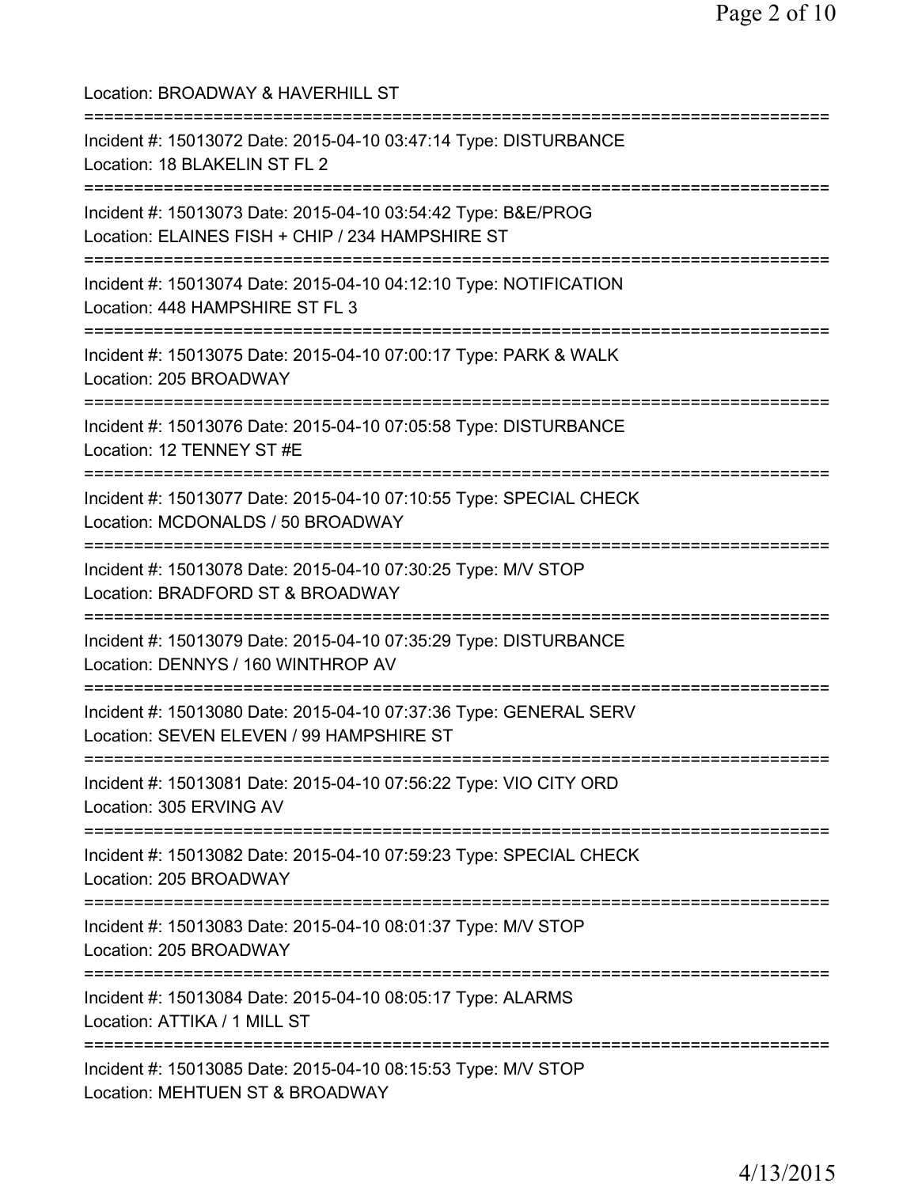Location: BROADWAY & HAVERHILL ST

===========================================================================

Incident #: 15013072 Date: 2015-04-10 03:47:14 Type: DISTURBANCE
Location: 18 BLAKELIN ST FL 2

===========================================================================

Incident #: 15013073 Date: 2015-04-10 03:54:42 Type: B&E/PROG
Location: ELAINES FISH + CHIP / 234 HAMPSHIRE ST

===========================================================================

Incident #: 15013074 Date: 2015-04-10 04:12:10 Type: NOTIFICATION
Location: 448 HAMPSHIRE ST FL 3

===========================================================================

Incident #: 15013075 Date: 2015-04-10 07:00:17 Type: PARK & WALK
Location: 205 BROADWAY

===========================================================================

Incident #: 15013076 Date: 2015-04-10 07:05:58 Type: DISTURBANCE
Location: 12 TENNEY ST #E

===========================================================================

Incident #: 15013077 Date: 2015-04-10 07:10:55 Type: SPECIAL CHECK
Location: MCDONALDS / 50 BROADWAY

===========================================================================

Incident #: 15013078 Date: 2015-04-10 07:30:25 Type: M/V STOP
Location: BRADFORD ST & BROADWAY

===========================================================================

Incident #: 15013079 Date: 2015-04-10 07:35:29 Type: DISTURBANCE
Location: DENNYS / 160 WINTHROP AV

===========================================================================

Incident #: 15013080 Date: 2015-04-10 07:37:36 Type: GENERAL SERV
Location: SEVEN ELEVEN / 99 HAMPSHIRE ST

===========================================================================

Incident #: 15013081 Date: 2015-04-10 07:56:22 Type: VIO CITY ORD
Location: 305 ERVING AV

===========================================================================

Incident #: 15013082 Date: 2015-04-10 07:59:23 Type: SPECIAL CHECK
Location: 205 BROADWAY

===========================================================================

Incident #: 15013083 Date: 2015-04-10 08:01:37 Type: M/V STOP
Location: 205 BROADWAY

===========================================================================

Incident #: 15013084 Date: 2015-04-10 08:05:17 Type: ALARMS
Location: ATTIKA / 1 MILL ST

===========================================================================

Incident #: 15013085 Date: 2015-04-10 08:15:53 Type: M/V STOP
Location: MEHTUEN ST & BROADWAY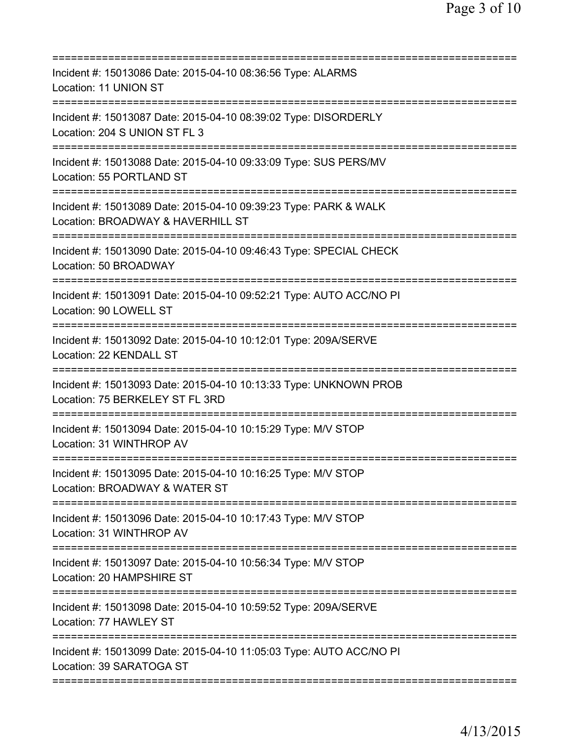Incident #: 15013086 Date: 2015-04-10 08:36:56 Type: ALARMS
Location: 11 UNION ST

Incident #: 15013087 Date: 2015-04-10 08:39:02 Type: DISORDERLY
Location: 204 S UNION ST FL 3

Incident #: 15013088 Date: 2015-04-10 09:33:09 Type: SUS PERS/MV
Location: 55 PORTLAND ST

Incident #: 15013089 Date: 2015-04-10 09:39:23 Type: PARK & WALK
Location: BROADWAY & HAVERHILL ST

Incident #: 15013090 Date: 2015-04-10 09:46:43 Type: SPECIAL CHECK
Location: 50 BROADWAY

Incident #: 15013091 Date: 2015-04-10 09:52:21 Type: AUTO ACC/NO PI
Location: 90 LOWELL ST

Incident #: 15013092 Date: 2015-04-10 10:12:01 Type: 209A/SERVE
Location: 22 KENDALL ST

Incident #: 15013093 Date: 2015-04-10 10:13:33 Type: UNKNOWN PROB
Location: 75 BERKELEY ST FL 3RD

Incident #: 15013094 Date: 2015-04-10 10:15:29 Type: M/V STOP
Location: 31 WINTHROP AV

Incident #: 15013095 Date: 2015-04-10 10:16:25 Type: M/V STOP
Location: BROADWAY & WATER ST

Incident #: 15013096 Date: 2015-04-10 10:17:43 Type: M/V STOP
Location: 31 WINTHROP AV

Incident #: 15013097 Date: 2015-04-10 10:56:34 Type: M/V STOP
Location: 20 HAMPSHIRE ST

Incident #: 15013098 Date: 2015-04-10 10:59:52 Type: 209A/SERVE
Location: 77 HAWLEY ST

Incident #: 15013099 Date: 2015-04-10 11:05:03 Type: AUTO ACC/NO PI
Location: 39 SARATOGA ST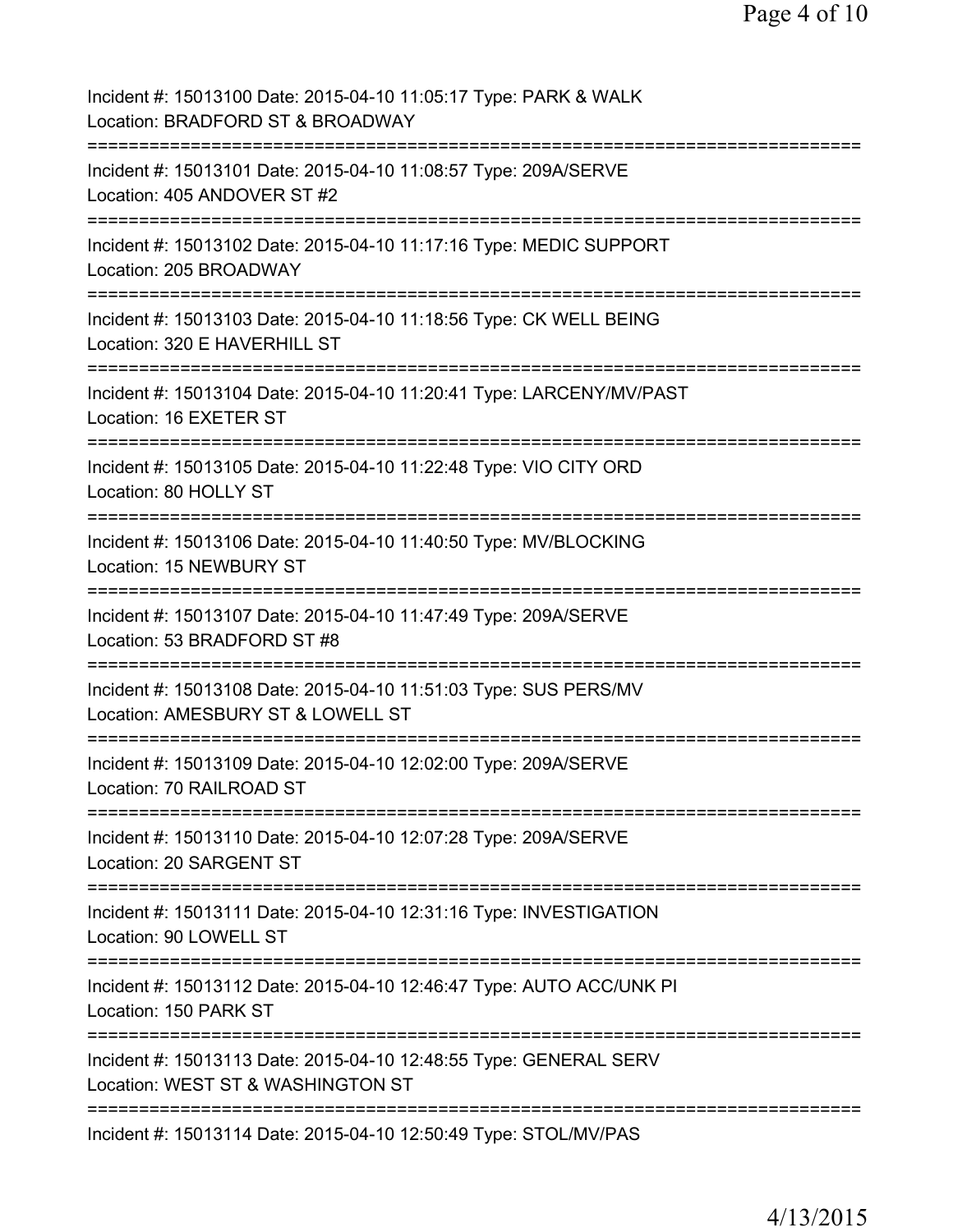Incident #: 15013100 Date: 2015-04-10 11:05:17 Type: PARK & WALK
Location: BRADFORD ST & BROADWAY

===========================================================================

Incident #: 15013101 Date: 2015-04-10 11:08:57 Type: 209A/SERVE
Location: 405 ANDOVER ST #2

===========================================================================

Incident #: 15013102 Date: 2015-04-10 11:17:16 Type: MEDIC SUPPORT
Location: 205 BROADWAY

===========================================================================

Incident #: 15013103 Date: 2015-04-10 11:18:56 Type: CK WELL BEING
Location: 320 E HAVERHILL ST

===========================================================================

Incident #: 15013104 Date: 2015-04-10 11:20:41 Type: LARCENY/MV/PAST
Location: 16 EXETER ST

===========================================================================

Incident #: 15013105 Date: 2015-04-10 11:22:48 Type: VIO CITY ORD
Location: 80 HOLLY ST

===========================================================================

Incident #: 15013106 Date: 2015-04-10 11:40:50 Type: MV/BLOCKING
Location: 15 NEWBURY ST

===========================================================================

Incident #: 15013107 Date: 2015-04-10 11:47:49 Type: 209A/SERVE
Location: 53 BRADFORD ST #8

===========================================================================

Incident #: 15013108 Date: 2015-04-10 11:51:03 Type: SUS PERS/MV
Location: AMESBURY ST & LOWELL ST

===========================================================================

Incident #: 15013109 Date: 2015-04-10 12:02:00 Type: 209A/SERVE
Location: 70 RAILROAD ST

===========================================================================

Incident #: 15013110 Date: 2015-04-10 12:07:28 Type: 209A/SERVE
Location: 20 SARGENT ST

===========================================================================

Incident #: 15013111 Date: 2015-04-10 12:31:16 Type: INVESTIGATION
Location: 90 LOWELL ST

===========================================================================

Incident #: 15013112 Date: 2015-04-10 12:46:47 Type: AUTO ACC/UNK PI
Location: 150 PARK ST

===========================================================================

Incident #: 15013113 Date: 2015-04-10 12:48:55 Type: GENERAL SERV
Location: WEST ST & WASHINGTON ST

===========================================================================

Incident #: 15013114 Date: 2015-04-10 12:50:49 Type: STOL/MV/PAS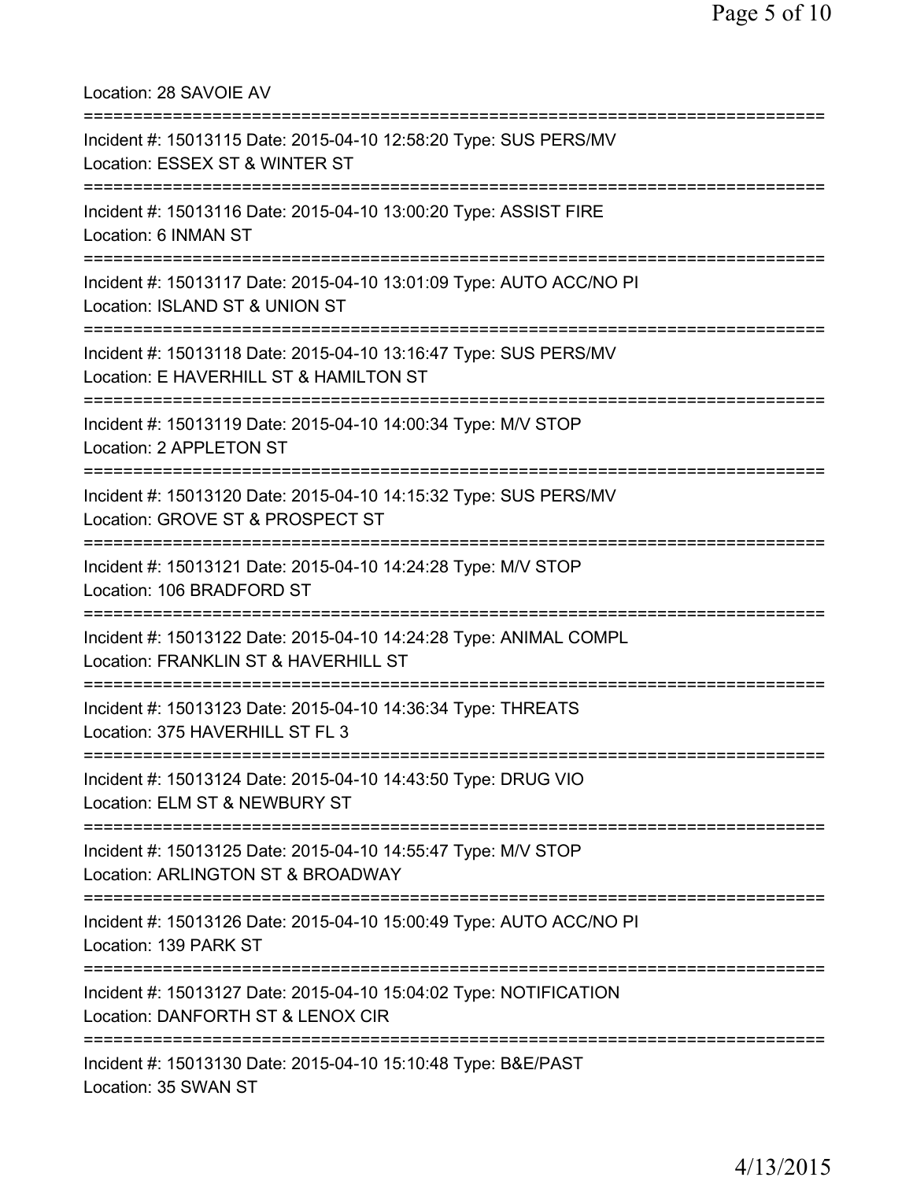Location: 28 SAVOIE AV

===========================================================================

Incident #: 15013115 Date: 2015-04-10 12:58:20 Type: SUS PERS/MV
Location: ESSEX ST & WINTER ST

===========================================================================

Incident #: 15013116 Date: 2015-04-10 13:00:20 Type: ASSIST FIRE
Location: 6 INMAN ST

===========================================================================

Incident #: 15013117 Date: 2015-04-10 13:01:09 Type: AUTO ACC/NO PI
Location: ISLAND ST & UNION ST

===========================================================================

Incident #: 15013118 Date: 2015-04-10 13:16:47 Type: SUS PERS/MV
Location: E HAVERHILL ST & HAMILTON ST

===========================================================================

Incident #: 15013119 Date: 2015-04-10 14:00:34 Type: M/V STOP
Location: 2 APPLETON ST

===========================================================================

Incident #: 15013120 Date: 2015-04-10 14:15:32 Type: SUS PERS/MV
Location: GROVE ST & PROSPECT ST

===========================================================================

Incident #: 15013121 Date: 2015-04-10 14:24:28 Type: M/V STOP
Location: 106 BRADFORD ST

===========================================================================

Incident #: 15013122 Date: 2015-04-10 14:24:28 Type: ANIMAL COMPL
Location: FRANKLIN ST & HAVERHILL ST

===========================================================================

Incident #: 15013123 Date: 2015-04-10 14:36:34 Type: THREATS
Location: 375 HAVERHILL ST FL 3

===========================================================================

Incident #: 15013124 Date: 2015-04-10 14:43:50 Type: DRUG VIO
Location: ELM ST & NEWBURY ST

===========================================================================

Incident #: 15013125 Date: 2015-04-10 14:55:47 Type: M/V STOP
Location: ARLINGTON ST & BROADWAY

===========================================================================

Incident #: 15013126 Date: 2015-04-10 15:00:49 Type: AUTO ACC/NO PI
Location: 139 PARK ST

===========================================================================

Incident #: 15013127 Date: 2015-04-10 15:04:02 Type: NOTIFICATION
Location: DANFORTH ST & LENOX CIR

===========================================================================

Incident #: 15013130 Date: 2015-04-10 15:10:48 Type: B&E/PAST
Location: 35 SWAN ST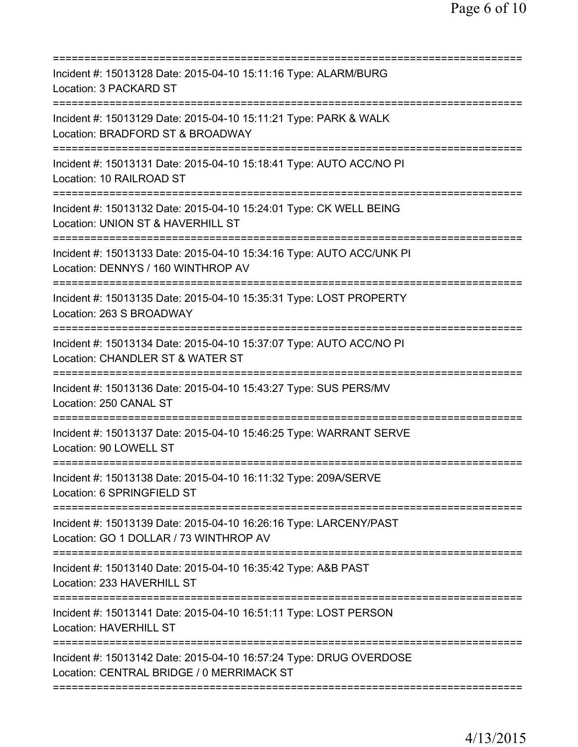===========================================================================
Incident #: 15013128 Date: 2015-04-10 15:11:16 Type: ALARM/BURG
Location: 3 PACKARD ST
===========================================================================
Incident #: 15013129 Date: 2015-04-10 15:11:21 Type: PARK & WALK
Location: BRADFORD ST & BROADWAY
===========================================================================
Incident #: 15013131 Date: 2015-04-10 15:18:41 Type: AUTO ACC/NO PI
Location: 10 RAILROAD ST
===========================================================================
Incident #: 15013132 Date: 2015-04-10 15:24:01 Type: CK WELL BEING
Location: UNION ST & HAVERHILL ST
===========================================================================
Incident #: 15013133 Date: 2015-04-10 15:34:16 Type: AUTO ACC/UNK PI
Location: DENNYS / 160 WINTHROP AV
===========================================================================
Incident #: 15013135 Date: 2015-04-10 15:35:31 Type: LOST PROPERTY
Location: 263 S BROADWAY
===========================================================================
Incident #: 15013134 Date: 2015-04-10 15:37:07 Type: AUTO ACC/NO PI
Location: CHANDLER ST & WATER ST
===========================================================================
Incident #: 15013136 Date: 2015-04-10 15:43:27 Type: SUS PERS/MV
Location: 250 CANAL ST
===========================================================================
Incident #: 15013137 Date: 2015-04-10 15:46:25 Type: WARRANT SERVE
Location: 90 LOWELL ST
===========================================================================
Incident #: 15013138 Date: 2015-04-10 16:11:32 Type: 209A/SERVE
Location: 6 SPRINGFIELD ST
===========================================================================
Incident #: 15013139 Date: 2015-04-10 16:26:16 Type: LARCENY/PAST
Location: GO 1 DOLLAR / 73 WINTHROP AV
===========================================================================
Incident #: 15013140 Date: 2015-04-10 16:35:42 Type: A&B PAST
Location: 233 HAVERHILL ST
===========================================================================
Incident #: 15013141 Date: 2015-04-10 16:51:11 Type: LOST PERSON
Location: HAVERHILL ST
===========================================================================
Incident #: 15013142 Date: 2015-04-10 16:57:24 Type: DRUG OVERDOSE
Location: CENTRAL BRIDGE / 0 MERRIMACK ST
===========================================================================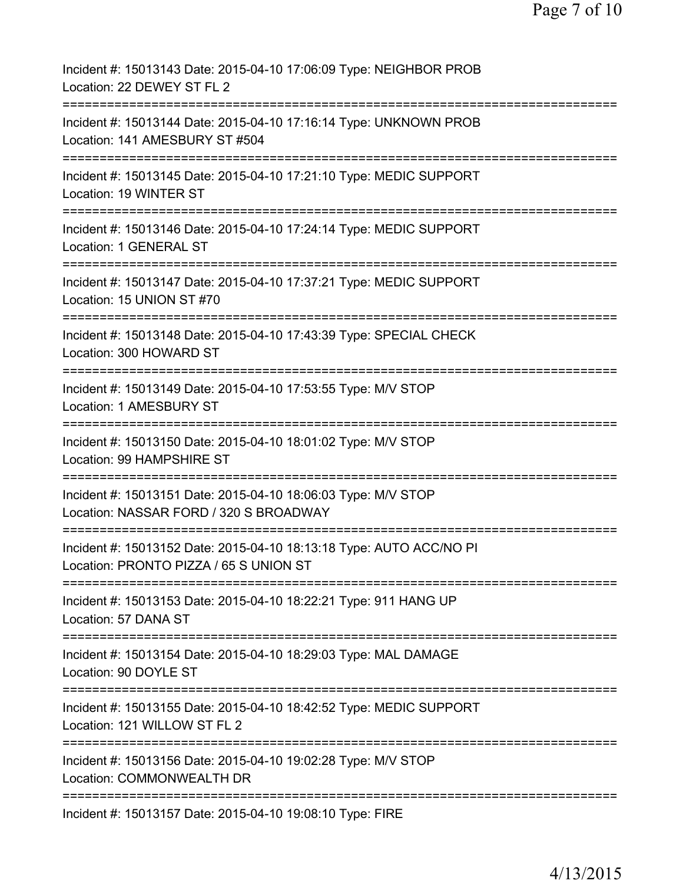Incident #: 15013143 Date: 2015-04-10 17:06:09 Type: NEIGHBOR PROB
Location: 22 DEWEY ST FL 2
===========================================================================
Incident #: 15013144 Date: 2015-04-10 17:16:14 Type: UNKNOWN PROB
Location: 141 AMESBURY ST #504
===========================================================================
Incident #: 15013145 Date: 2015-04-10 17:21:10 Type: MEDIC SUPPORT
Location: 19 WINTER ST
===========================================================================
Incident #: 15013146 Date: 2015-04-10 17:24:14 Type: MEDIC SUPPORT
Location: 1 GENERAL ST
===========================================================================
Incident #: 15013147 Date: 2015-04-10 17:37:21 Type: MEDIC SUPPORT
Location: 15 UNION ST #70
===========================================================================
Incident #: 15013148 Date: 2015-04-10 17:43:39 Type: SPECIAL CHECK
Location: 300 HOWARD ST
===========================================================================
Incident #: 15013149 Date: 2015-04-10 17:53:55 Type: M/V STOP
Location: 1 AMESBURY ST
===========================================================================
Incident #: 15013150 Date: 2015-04-10 18:01:02 Type: M/V STOP
Location: 99 HAMPSHIRE ST
===========================================================================
Incident #: 15013151 Date: 2015-04-10 18:06:03 Type: M/V STOP
Location: NASSAR FORD / 320 S BROADWAY
===========================================================================
Incident #: 15013152 Date: 2015-04-10 18:13:18 Type: AUTO ACC/NO PI
Location: PRONTO PIZZA / 65 S UNION ST
===========================================================================
Incident #: 15013153 Date: 2015-04-10 18:22:21 Type: 911 HANG UP
Location: 57 DANA ST
===========================================================================
Incident #: 15013154 Date: 2015-04-10 18:29:03 Type: MAL DAMAGE
Location: 90 DOYLE ST
===========================================================================
Incident #: 15013155 Date: 2015-04-10 18:42:52 Type: MEDIC SUPPORT
Location: 121 WILLOW ST FL 2
===========================================================================
Incident #: 15013156 Date: 2015-04-10 19:02:28 Type: M/V STOP
Location: COMMONWEALTH DR
===========================================================================
Incident #: 15013157 Date: 2015-04-10 19:08:10 Type: FIRE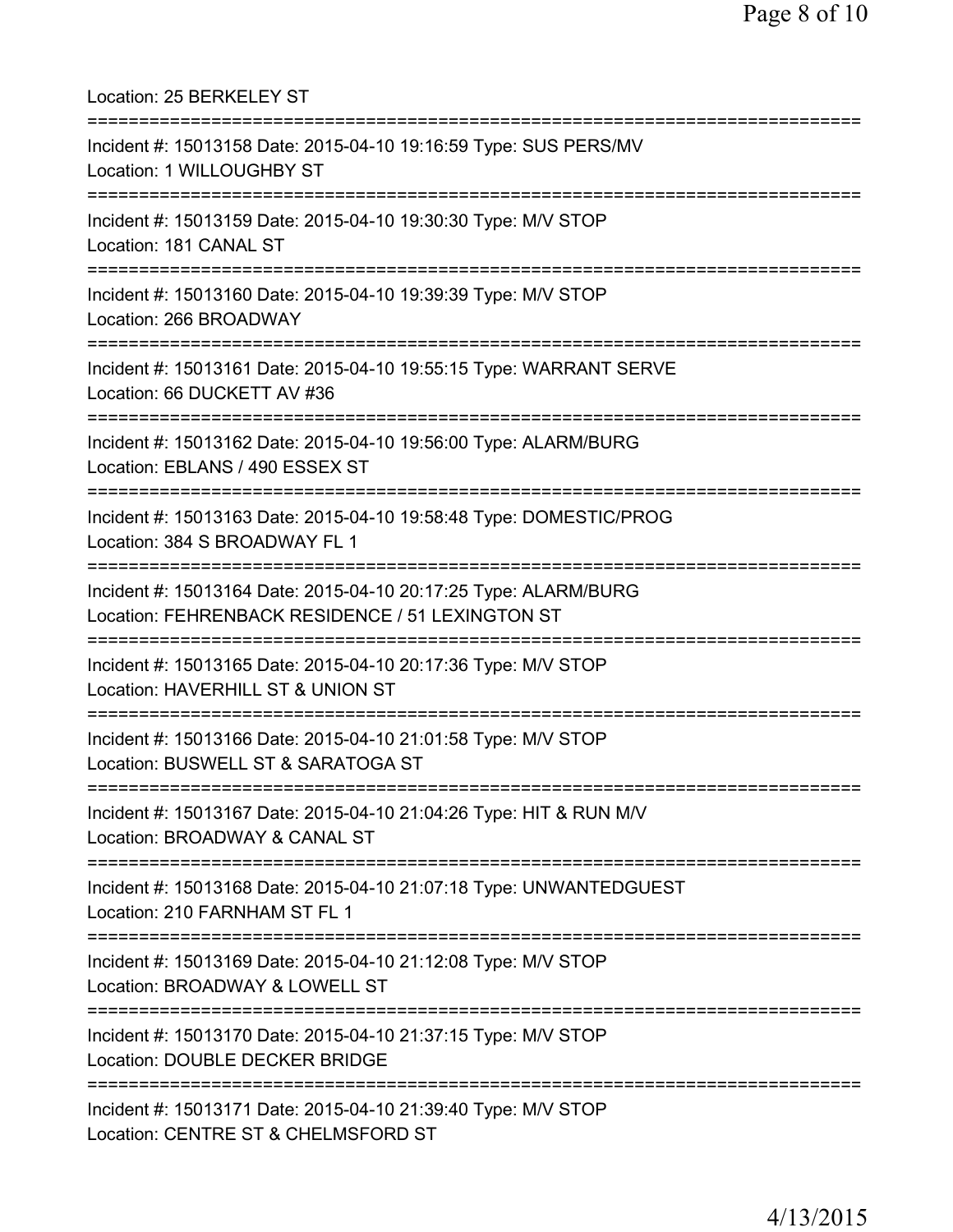Location: 25 BERKELEY ST

===========================================================================

Incident #: 15013158 Date: 2015-04-10 19:16:59 Type: SUS PERS/MV
Location: 1 WILLOUGHBY ST

===========================================================================

Incident #: 15013159 Date: 2015-04-10 19:30:30 Type: M/V STOP
Location: 181 CANAL ST

===========================================================================

Incident #: 15013160 Date: 2015-04-10 19:39:39 Type: M/V STOP
Location: 266 BROADWAY

===========================================================================

Incident #: 15013161 Date: 2015-04-10 19:55:15 Type: WARRANT SERVE
Location: 66 DUCKETT AV #36

===========================================================================

Incident #: 15013162 Date: 2015-04-10 19:56:00 Type: ALARM/BURG
Location: EBLANS / 490 ESSEX ST

===========================================================================

Incident #: 15013163 Date: 2015-04-10 19:58:48 Type: DOMESTIC/PROG
Location: 384 S BROADWAY FL 1

===========================================================================

Incident #: 15013164 Date: 2015-04-10 20:17:25 Type: ALARM/BURG
Location: FEHRENBACK RESIDENCE / 51 LEXINGTON ST

===========================================================================

Incident #: 15013165 Date: 2015-04-10 20:17:36 Type: M/V STOP
Location: HAVERHILL ST & UNION ST

===========================================================================

Incident #: 15013166 Date: 2015-04-10 21:01:58 Type: M/V STOP
Location: BUSWELL ST & SARATOGA ST

===========================================================================

Incident #: 15013167 Date: 2015-04-10 21:04:26 Type: HIT & RUN M/V
Location: BROADWAY & CANAL ST

===========================================================================

Incident #: 15013168 Date: 2015-04-10 21:07:18 Type: UNWANTEDGUEST
Location: 210 FARNHAM ST FL 1

===========================================================================

Incident #: 15013169 Date: 2015-04-10 21:12:08 Type: M/V STOP
Location: BROADWAY & LOWELL ST

===========================================================================

Incident #: 15013170 Date: 2015-04-10 21:37:15 Type: M/V STOP
Location: DOUBLE DECKER BRIDGE

===========================================================================

Incident #: 15013171 Date: 2015-04-10 21:39:40 Type: M/V STOP
Location: CENTRE ST & CHELMSFORD ST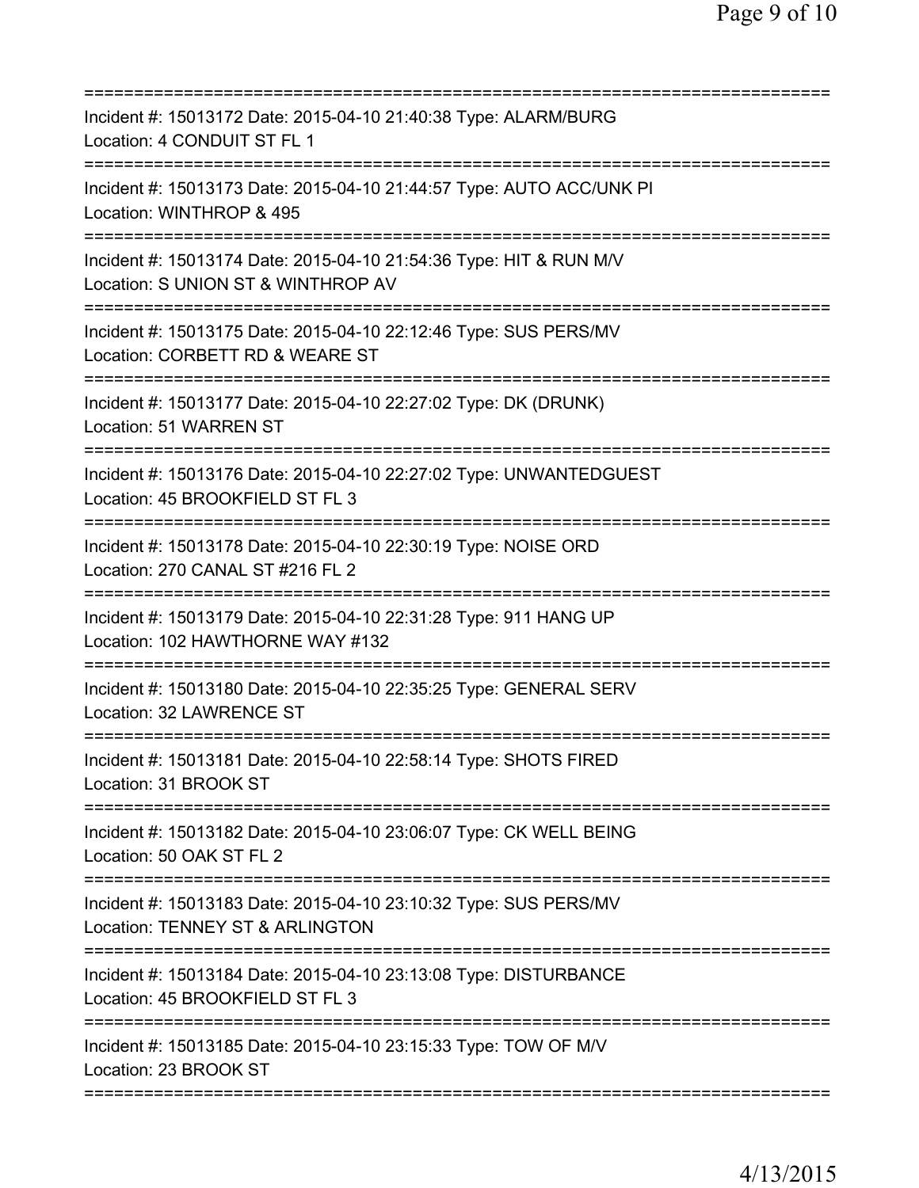===========================================================================
Incident #: 15013172 Date: 2015-04-10 21:40:38 Type: ALARM/BURG
Location: 4 CONDUIT ST FL 1
===========================================================================
Incident #: 15013173 Date: 2015-04-10 21:44:57 Type: AUTO ACC/UNK PI
Location: WINTHROP & 495
===========================================================================
Incident #: 15013174 Date: 2015-04-10 21:54:36 Type: HIT & RUN M/V
Location: S UNION ST & WINTHROP AV
===========================================================================
Incident #: 15013175 Date: 2015-04-10 22:12:46 Type: SUS PERS/MV
Location: CORBETT RD & WEARE ST
===========================================================================
Incident #: 15013177 Date: 2015-04-10 22:27:02 Type: DK (DRUNK)
Location: 51 WARREN ST
===========================================================================
Incident #: 15013176 Date: 2015-04-10 22:27:02 Type: UNWANTEDGUEST
Location: 45 BROOKFIELD ST FL 3
===========================================================================
Incident #: 15013178 Date: 2015-04-10 22:30:19 Type: NOISE ORD
Location: 270 CANAL ST #216 FL 2
===========================================================================
Incident #: 15013179 Date: 2015-04-10 22:31:28 Type: 911 HANG UP
Location: 102 HAWTHORNE WAY #132
===========================================================================
Incident #: 15013180 Date: 2015-04-10 22:35:25 Type: GENERAL SERV
Location: 32 LAWRENCE ST
===========================================================================
Incident #: 15013181 Date: 2015-04-10 22:58:14 Type: SHOTS FIRED
Location: 31 BROOK ST
===========================================================================
Incident #: 15013182 Date: 2015-04-10 23:06:07 Type: CK WELL BEING
Location: 50 OAK ST FL 2
===========================================================================
Incident #: 15013183 Date: 2015-04-10 23:10:32 Type: SUS PERS/MV
Location: TENNEY ST & ARLINGTON
===========================================================================
Incident #: 15013184 Date: 2015-04-10 23:13:08 Type: DISTURBANCE
Location: 45 BROOKFIELD ST FL 3
===========================================================================
Incident #: 15013185 Date: 2015-04-10 23:15:33 Type: TOW OF M/V
Location: 23 BROOK ST
===========================================================================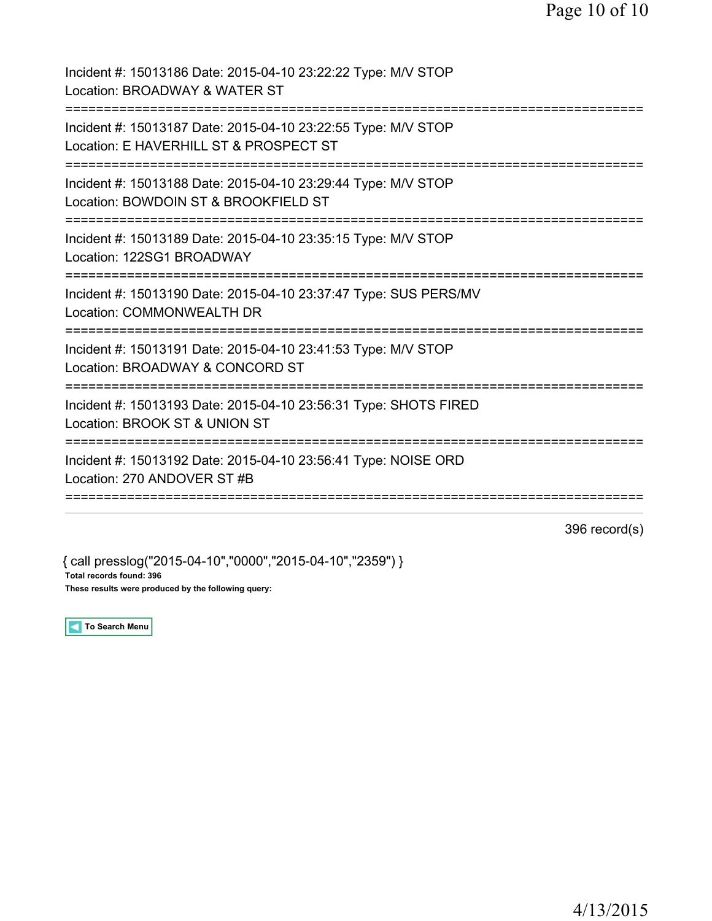Incident #: 15013186 Date: 2015-04-10 23:22:22 Type: M/V STOP
Location: BROADWAY & WATER ST

===========================================================================

Incident #: 15013187 Date: 2015-04-10 23:22:55 Type: M/V STOP
Location: E HAVERHILL ST & PROSPECT ST

===========================================================================

Incident #: 15013188 Date: 2015-04-10 23:29:44 Type: M/V STOP
Location: BOWDOIN ST & BROOKFIELD ST

===========================================================================

Incident #: 15013189 Date: 2015-04-10 23:35:15 Type: M/V STOP
Location: 122SG1 BROADWAY

===========================================================================

Incident #: 15013190 Date: 2015-04-10 23:37:47 Type: SUS PERS/MV
Location: COMMONWEALTH DR

===========================================================================

Incident #: 15013191 Date: 2015-04-10 23:41:53 Type: M/V STOP
Location: BROADWAY & CONCORD ST

===========================================================================

Incident #: 15013193 Date: 2015-04-10 23:56:31 Type: SHOTS FIRED
Location: BROOK ST & UNION ST

===========================================================================

Incident #: 15013192 Date: 2015-04-10 23:56:41 Type: NOISE ORD
Location: 270 ANDOVER ST #B

===========================================================================

396 record(s)

{ call presslog("2015-04-10","0000","2015-04-10","2359") }

**Total records found: 396**

**These results were produced by the following query:**

To Search Menu